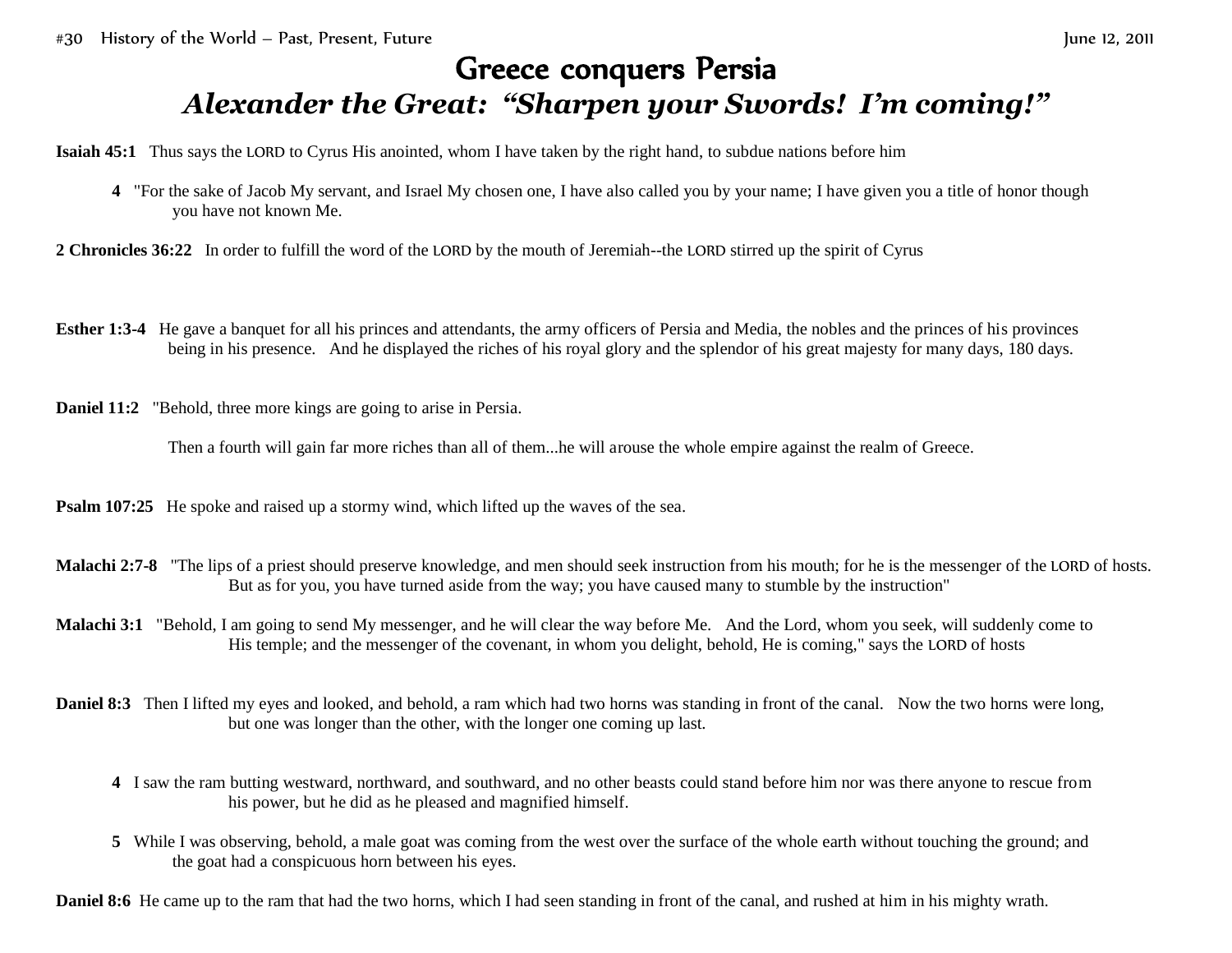# Greece conquers Persia

## *Alexander the Great: "Sharpen your Swords! I'm coming!"*

**Isaiah 45:1** Thus says the LORD to Cyrus His anointed, whom I have taken by the right hand, to subdue nations before him

**4** "For the sake of Jacob My servant, and Israel My chosen one, I have also called you by your name; I have given you a title of honor though you have not known Me.

**2 Chronicles 36:22** In order to fulfill the word of the LORD by the mouth of Jeremiah--the LORD stirred up the spirit of Cyrus

**Esther 1:3-4** He gave a banquet for all his princes and attendants, the army officers of Persia and Media, the nobles and the princes of his provinces being in his presence. And he displayed the riches of his royal glory and the splendor of his great majesty for many days, 180 days.

**Daniel 11:2** "Behold, three more kings are going to arise in Persia.

Then a fourth will gain far more riches than all of them...he will arouse the whole empire against the realm of Greece.

**Psalm 107:25** He spoke and raised up a stormy wind, which lifted up the waves of the sea.

**Malachi 2:7-8** "The lips of a priest should preserve knowledge, and men should seek instruction from his mouth; for he is the messenger of the LORD of hosts. But as for you, you have turned aside from the way; you have caused many to stumble by the instruction"

**Malachi 3:1** "Behold, I am going to send My messenger, and he will clear the way before Me. And the Lord, whom you seek, will suddenly come to His temple; and the messenger of the covenant, in whom you delight, behold, He is coming," says the LORD of hosts

**Daniel 8:3** Then I lifted my eyes and looked, and behold, a ram which had two horns was standing in front of the canal. Now the two horns were long, but one was longer than the other, with the longer one coming up last.

**4** I saw the ram butting westward, northward, and southward, and no other beasts could stand before him nor was there anyone to rescue from his power, but he did as he pleased and magnified himself.

**5** While I was observing, behold, a male goat was coming from the west over the surface of the whole earth without touching the ground; and the goat had a conspicuous horn between his eyes.

**Daniel 8:6** He came up to the ram that had the two horns, which I had seen standing in front of the canal, and rushed at him in his mighty wrath.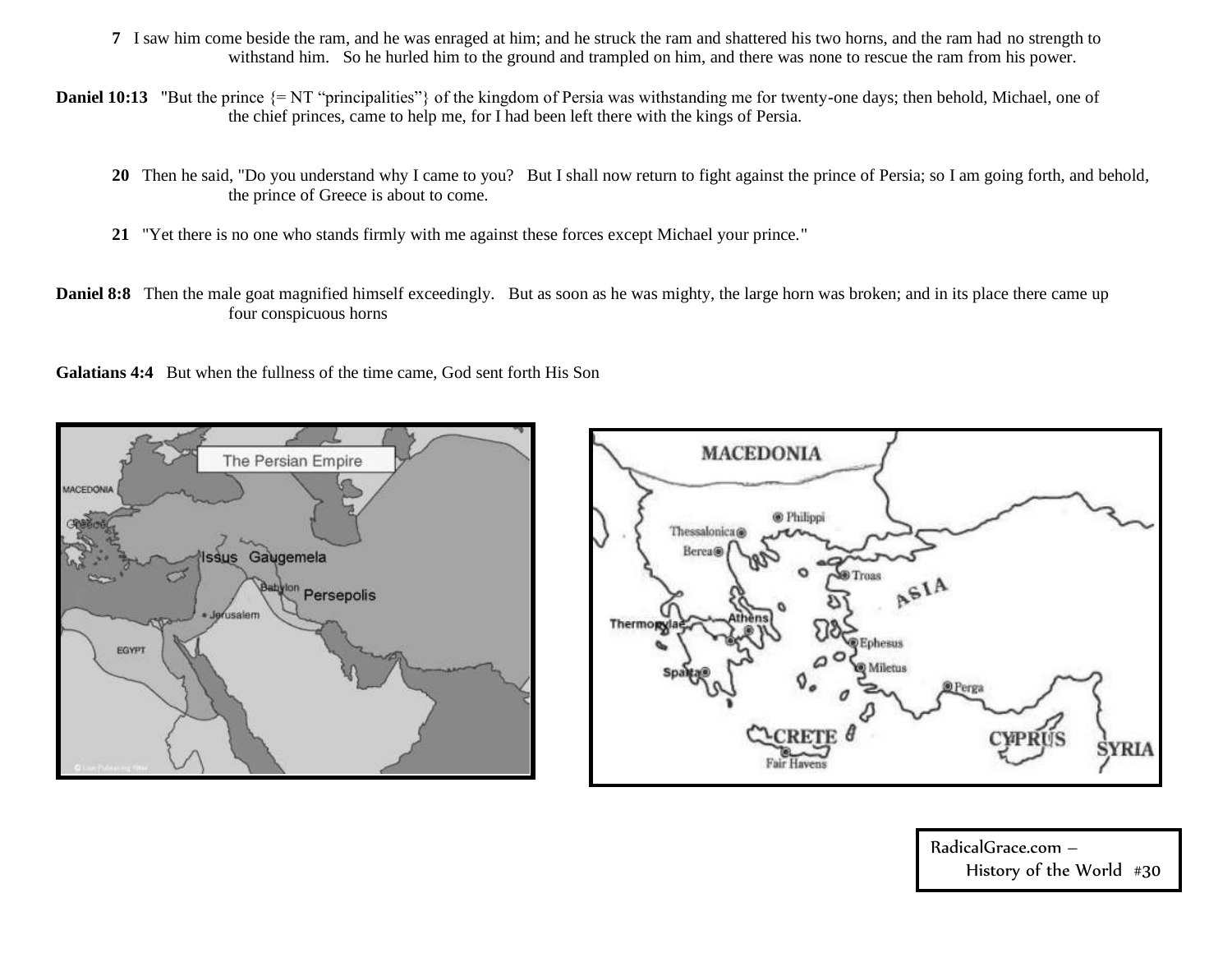**7** I saw him come beside the ram, and he was enraged at him; and he struck the ram and shattered his two horns, and the ram had no strength to withstand him. So he hurled him to the ground and trampled on him, and there was none to rescue the ram from his power.

**Daniel 10:13** "But the prince {= NT "principalities"} of the kingdom of Persia was withstanding me for twenty-one days; then behold, Michael, one of the chief princes, came to help me, for I had been left there with the kings of Persia.

**20** Then he said, "Do you understand why I came to you? But I shall now return to fight against the prince of Persia; so I am going forth, and behold, the prince of Greece is about to come.

**21** "Yet there is no one who stands firmly with me against these forces except Michael your prince."

**Daniel 8:8** Then the male goat magnified himself exceedingly. But as soon as he was mighty, the large horn was broken; and in its place there came up four conspicuous horns

**Galatians 4:4** But when the fullness of the time came, God sent forth His Son

The Persian Empire

MACEDONIA

Greece

Issus Gaugemela

Babylon Persepolis

Jerusalem

EGYPT

MACEDONIA

Philippi

Thessalonica

Berea

Troas

ASIA

Thermopylae

Athens

Ephesus

Sparta

Miletus

Perga

CRETE

Fair Havens

CYPRUS

SYRIA

RadicalGrace.com – History of the World #30